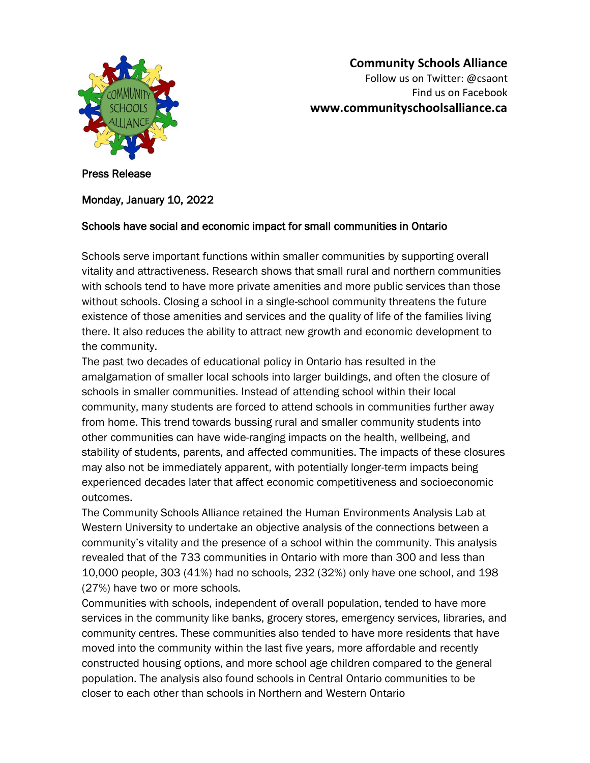**Community Schools Alliance**
Follow us on Twitter: @csaont
Find us on Facebook
**www.communityschoolsalliance.ca**

Press Release

Monday, January 10, 2022

## Schools have social and economic impact for small communities in Ontario

Schools serve important functions within smaller communities by supporting overall vitality and attractiveness. Research shows that small rural and northern communities with schools tend to have more private amenities and more public services than those without schools. Closing a school in a single-school community threatens the future existence of those amenities and services and the quality of life of the families living there. It also reduces the ability to attract new growth and economic development to the community.

The past two decades of educational policy in Ontario has resulted in the amalgamation of smaller local schools into larger buildings, and often the closure of schools in smaller communities. Instead of attending school within their local community, many students are forced to attend schools in communities further away from home. This trend towards bussing rural and smaller community students into other communities can have wide-ranging impacts on the health, wellbeing, and stability of students, parents, and affected communities. The impacts of these closures may also not be immediately apparent, with potentially longer-term impacts being experienced decades later that affect economic competitiveness and socioeconomic outcomes.

The Community Schools Alliance retained the Human Environments Analysis Lab at Western University to undertake an objective analysis of the connections between a community's vitality and the presence of a school within the community. This analysis revealed that of the 733 communities in Ontario with more than 300 and less than 10,000 people, 303 (41%) had no schools, 232 (32%) only have one school, and 198 (27%) have two or more schools.

Communities with schools, independent of overall population, tended to have more services in the community like banks, grocery stores, emergency services, libraries, and community centres. These communities also tended to have more residents that have moved into the community within the last five years, more affordable and recently constructed housing options, and more school age children compared to the general population. The analysis also found schools in Central Ontario communities to be closer to each other than schools in Northern and Western Ontario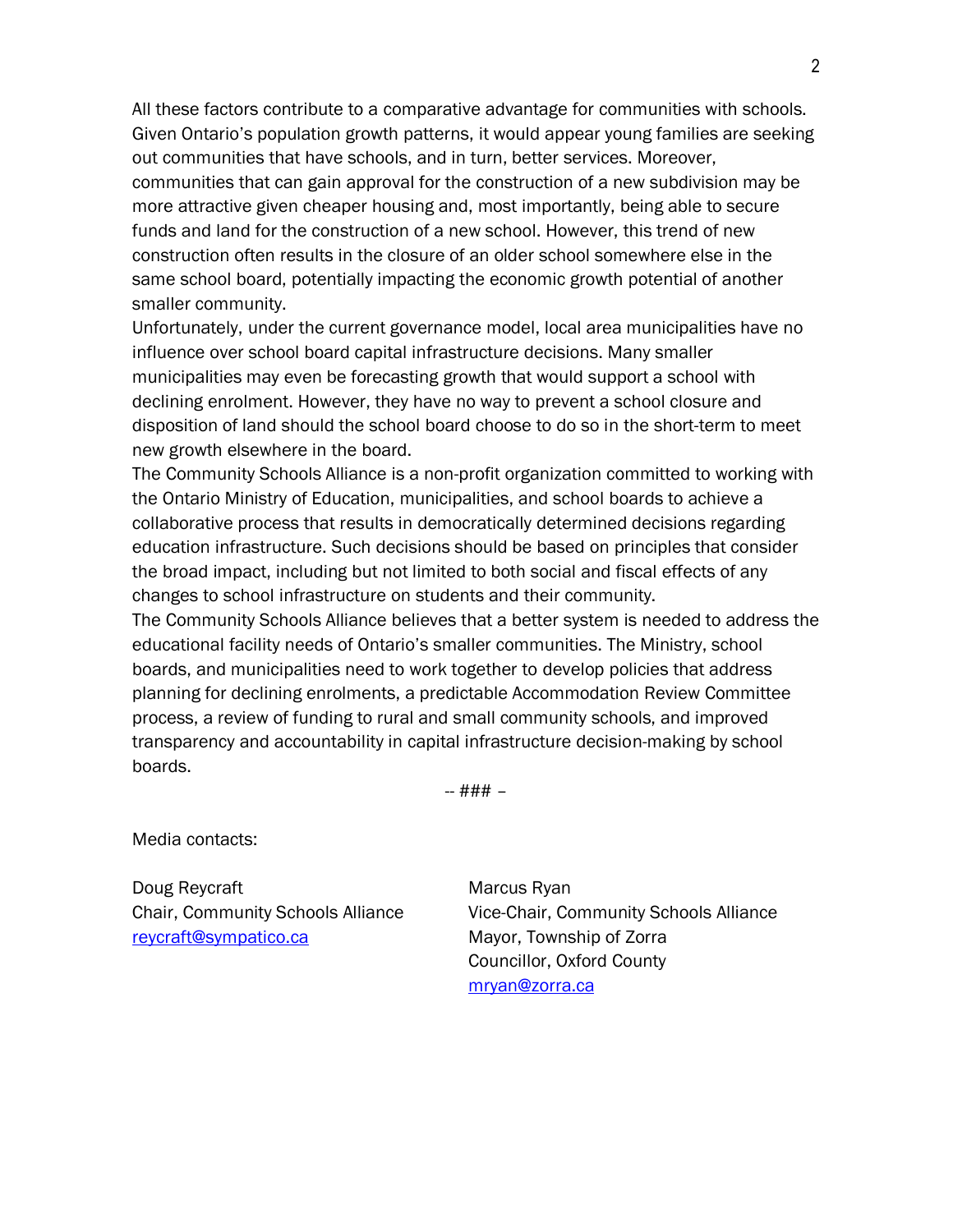All these factors contribute to a comparative advantage for communities with schools. Given Ontario's population growth patterns, it would appear young families are seeking out communities that have schools, and in turn, better services. Moreover, communities that can gain approval for the construction of a new subdivision may be more attractive given cheaper housing and, most importantly, being able to secure funds and land for the construction of a new school. However, this trend of new construction often results in the closure of an older school somewhere else in the same school board, potentially impacting the economic growth potential of another smaller community.

Unfortunately, under the current governance model, local area municipalities have no influence over school board capital infrastructure decisions. Many smaller municipalities may even be forecasting growth that would support a school with declining enrolment. However, they have no way to prevent a school closure and disposition of land should the school board choose to do so in the short-term to meet new growth elsewhere in the board.

The Community Schools Alliance is a non-profit organization committed to working with the Ontario Ministry of Education, municipalities, and school boards to achieve a collaborative process that results in democratically determined decisions regarding education infrastructure. Such decisions should be based on principles that consider the broad impact, including but not limited to both social and fiscal effects of any changes to school infrastructure on students and their community.

The Community Schools Alliance believes that a better system is needed to address the educational facility needs of Ontario's smaller communities. The Ministry, school boards, and municipalities need to work together to develop policies that address planning for declining enrolments, a predictable Accommodation Review Committee process, a review of funding to rural and small community schools, and improved transparency and accountability in capital infrastructure decision-making by school boards.

-- ### –

Media contacts:

Doug Reycraft
Chair, Community Schools Alliance
reycraft@sympatico.ca

Marcus Ryan
Vice-Chair, Community Schools Alliance
Mayor, Township of Zorra
Councillor, Oxford County
mryan@zorra.ca